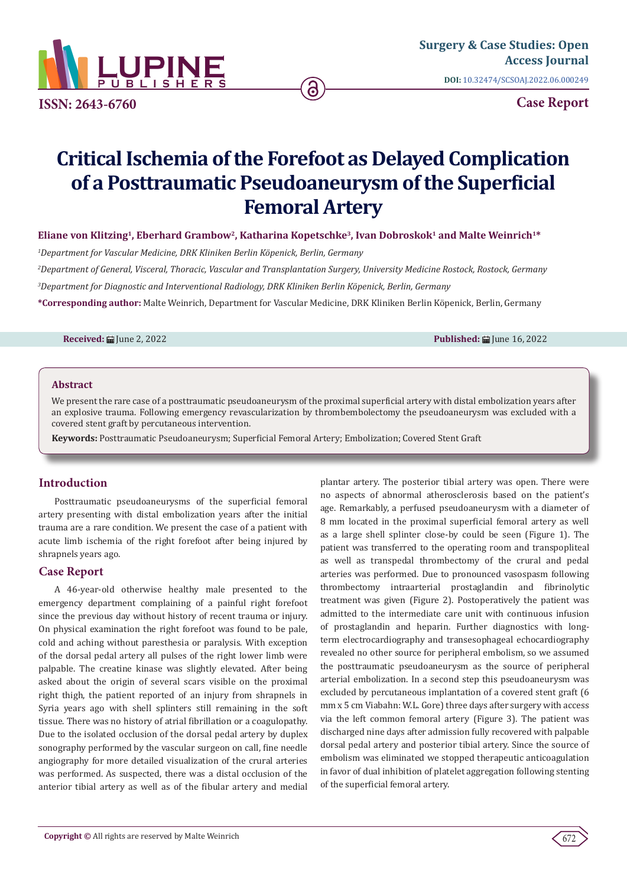Surgery & Case Studies: Open Access Journal

ISSN: 2643-6760

DOI: 10.32474/SCSOAJ.2022.06.000249

Case Report

# Critical Ischemia of the Forefoot as Delayed Complication of a Posttraumatic Pseudoaneurysm of the Superficial Femoral Artery

**Eliane von Klitzing[1], Eberhard Grambow[2], Katharina Kopetschke[3], Ivan Dobroskok[1] and Malte Weinrich[1]***

[1]*Department for Vascular Medicine, DRK Kliniken Berlin Köpenick, Berlin, Germany*

[2]*Department of General, Visceral, Thoracic, Vascular and Transplantation Surgery, University Medicine Rostock, Rostock, Germany*

[3]*Department for Diagnostic and Interventional Radiology, DRK Kliniken Berlin Köpenick, Berlin, Germany*

***Corresponding author:** Malte Weinrich, Department for Vascular Medicine, DRK Kliniken Berlin Köpenick, Berlin, Germany

**Received:** June 2, 2022 **Published:** June 16, 2022

## Abstract

We present the rare case of a posttraumatic pseudoaneurysm of the proximal superficial artery with distal embolization years after an explosive trauma. Following emergency revascularization by thrombembolectomy the pseudoaneurysm was excluded with a covered stent graft by percutaneous intervention.

**Keywords:** Posttraumatic Pseudoaneurysm; Superficial Femoral Artery; Embolization; Covered Stent Graft

## Introduction

Posttraumatic pseudoaneurysms of the superficial femoral artery presenting with distal embolization years after the initial trauma are a rare condition. We present the case of a patient with acute limb ischemia of the right forefoot after being injured by shrapnels years ago.

## Case Report

A 46-year-old otherwise healthy male presented to the emergency department complaining of a painful right forefoot since the previous day without history of recent trauma or injury. On physical examination the right forefoot was found to be pale, cold and aching without paresthesia or paralysis. With exception of the dorsal pedal artery all pulses of the right lower limb were palpable. The creatine kinase was slightly elevated. After being asked about the origin of several scars visible on the proximal right thigh, the patient reported of an injury from shrapnels in Syria years ago with shell splinters still remaining in the soft tissue. There was no history of atrial fibrillation or a coagulopathy. Due to the isolated occlusion of the dorsal pedal artery by duplex sonography performed by the vascular surgeon on call, fine needle angiography for more detailed visualization of the crural arteries was performed. As suspected, there was a distal occlusion of the anterior tibial artery as well as of the fibular artery and medial plantar artery. The posterior tibial artery was open. There were no aspects of abnormal atherosclerosis based on the patient's age. Remarkably, a perfused pseudoaneurysm with a diameter of 8 mm located in the proximal superficial femoral artery as well as a large shell splinter close-by could be seen (Figure 1). The patient was transferred to the operating room and transpopliteal as well as transpedal thrombectomy of the crural and pedal arteries was performed. Due to pronounced vasospasm following thrombectomy intraarterial prostaglandin and fibrinolytic treatment was given (Figure 2). Postoperatively the patient was admitted to the intermediate care unit with continuous infusion of prostaglandin and heparin. Further diagnostics with long-term electrocardiography and transesophageal echocardiography revealed no other source for peripheral embolism, so we assumed the posttraumatic pseudoaneurysm as the source of peripheral arterial embolization. In a second step this pseudoaneurysm was excluded by percutaneous implantation of a covered stent graft (6 mm x 5 cm Viabahn: W.L. Gore) three days after surgery with access via the left common femoral artery (Figure 3). The patient was discharged nine days after admission fully recovered with palpable dorsal pedal artery and posterior tibial artery. Since the source of embolism was eliminated we stopped therapeutic anticoagulation in favor of dual inhibition of platelet aggregation following stenting of the superficial femoral artery.

**Copyright ©** All rights are reserved by Malte Weinrich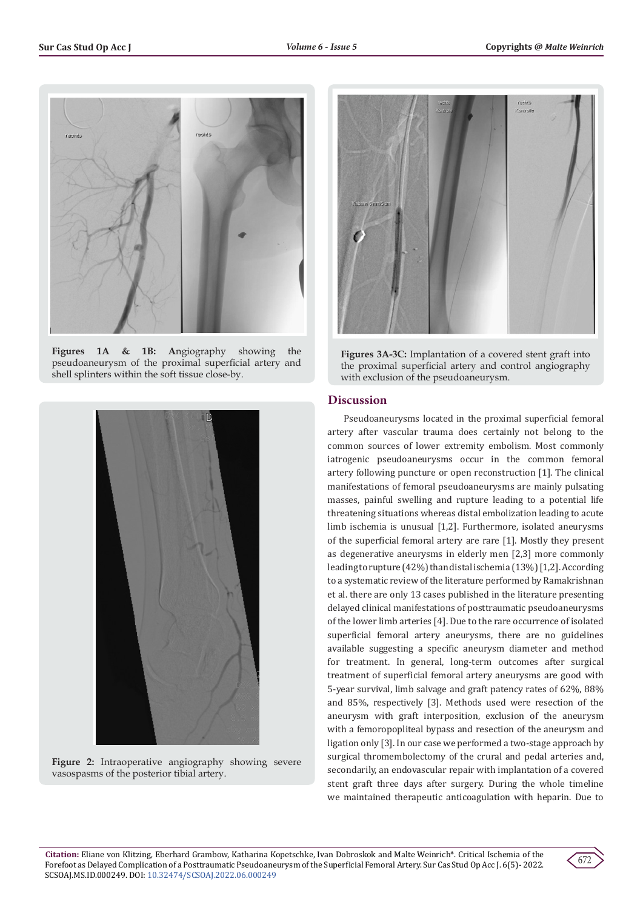**Figures 1A & 1B:** **A**ngiography showing the pseudoaneurysm of the proximal superficial artery and shell splinters within the soft tissue close-by.

**Figure 2:** Intraoperative angiography showing severe vasospasms of the posterior tibial artery.

**Figures 3A-3C:** Implantation of a covered stent graft into the proximal superficial artery and control angiography with exclusion of the pseudoaneurysm.

## Discussion

Pseudoaneurysms located in the proximal superficial femoral artery after vascular trauma does certainly not belong to the common sources of lower extremity embolism. Most commonly iatrogenic pseudoaneurysms occur in the common femoral artery following puncture or open reconstruction [1]. The clinical manifestations of femoral pseudoaneurysms are mainly pulsating masses, painful swelling and rupture leading to a potential life threatening situations whereas distal embolization leading to acute limb ischemia is unusual [1,2]. Furthermore, isolated aneurysms of the superficial femoral artery are rare [1]. Mostly they present as degenerative aneurysms in elderly men [2,3] more commonly leading to rupture (42%) than distal ischemia (13%) [1,2]. According to a systematic review of the literature performed by Ramakrishnan et al. there are only 13 cases published in the literature presenting delayed clinical manifestations of posttraumatic pseudoaneurysms of the lower limb arteries [4]. Due to the rare occurrence of isolated superficial femoral artery aneurysms, there are no guidelines available suggesting a specific aneurysm diameter and method for treatment. In general, long-term outcomes after surgical treatment of superficial femoral artery aneurysms are good with 5-year survival, limb salvage and graft patency rates of 62%, 88% and 85%, respectively [3]. Methods used were resection of the aneurysm with graft interposition, exclusion of the aneurysm with a femoropopliteal bypass and resection of the aneurysm and ligation only [3]. In our case we performed a two-stage approach by surgical thromembolectomy of the crural and pedal arteries and, secondarily, an endovascular repair with implantation of a covered stent graft three days after surgery. During the whole timeline we maintained therapeutic anticoagulation with heparin. Due to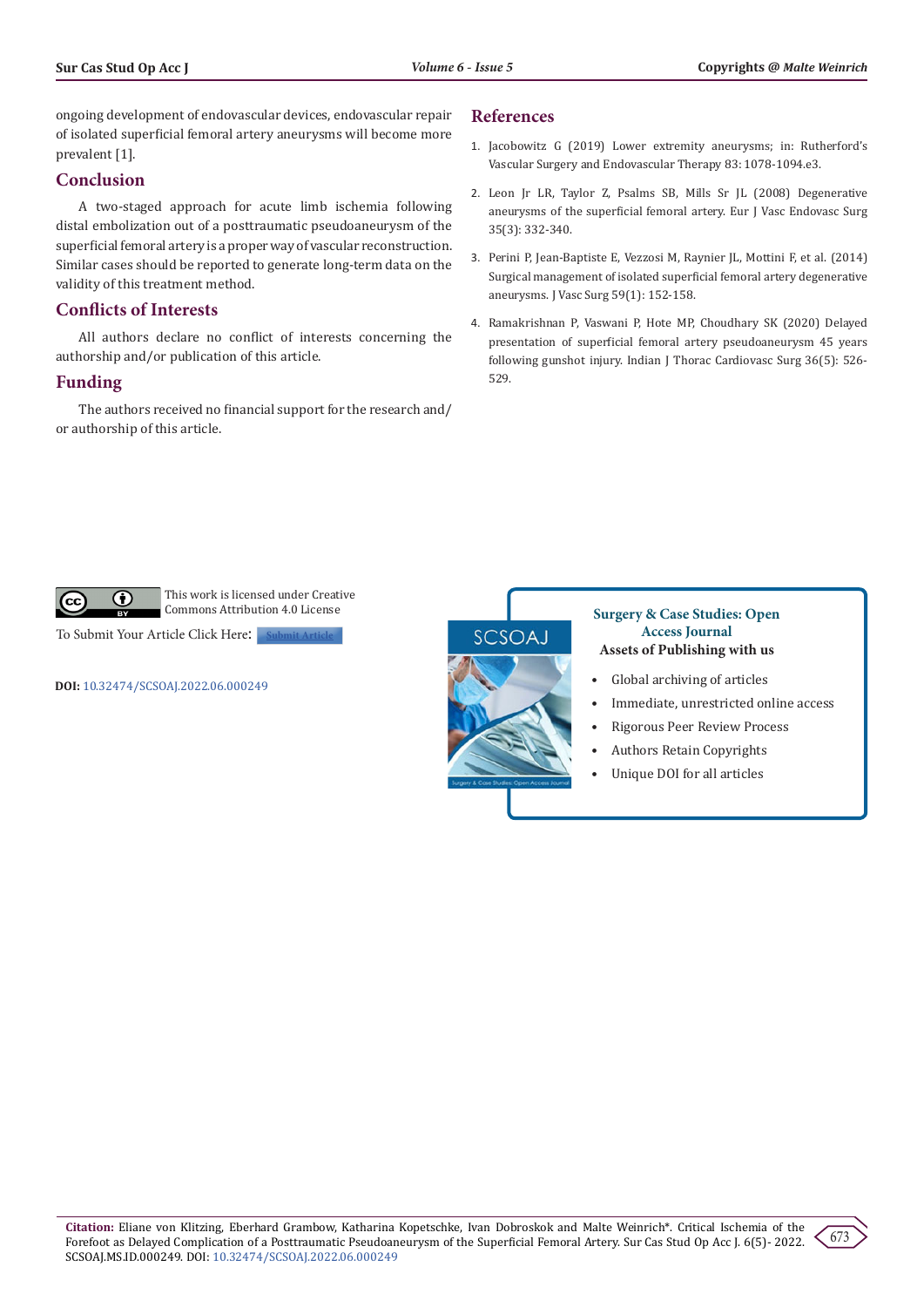ongoing development of endovascular devices, endovascular repair of isolated superficial femoral artery aneurysms will become more prevalent [1].

## Conclusion

A two-staged approach for acute limb ischemia following distal embolization out of a posttraumatic pseudoaneurysm of the superficial femoral artery is a proper way of vascular reconstruction. Similar cases should be reported to generate long-term data on the validity of this treatment method.

## Conflicts of Interests

All authors declare no conflict of interests concerning the authorship and/or publication of this article.

## Funding

The authors received no financial support for the research and/or authorship of this article.

## References

1. Jacobowitz G (2019) Lower extremity aneurysms; in: Rutherford's Vascular Surgery and Endovascular Therapy 83: 1078-1094.e3.
2. Leon Jr LR, Taylor Z, Psalms SB, Mills Sr JL (2008) Degenerative aneurysms of the superficial femoral artery. Eur J Vasc Endovasc Surg 35(3): 332-340.
3. Perini P, Jean-Baptiste E, Vezzosi M, Raynier JL, Mottini F, et al. (2014) Surgical management of isolated superficial femoral artery degenerative aneurysms. J Vasc Surg 59(1): 152-158.
4. Ramakrishnan P, Vaswani P, Hote MP, Choudhary SK (2020) Delayed presentation of superficial femoral artery pseudoaneurysm 45 years following gunshot injury. Indian J Thorac Cardiovasc Surg 36(5): 526-529.

This work is licensed under Creative Commons Attribution 4.0 License

To Submit Your Article Click Here: Submit Article

**DOI:** 10.32474/SCSOAJ.2022.06.000249

**Surgery & Case Studies: Open Access Journal**

**Assets of Publishing with us**

- Global archiving of articles
- Immediate, unrestricted online access
- Rigorous Peer Review Process
- Authors Retain Copyrights
- Unique DOI for all articles

**Citation:** Eliane von Klitzing, Eberhard Grambow, Katharina Kopetschke, Ivan Dobroskok and Malte Weinrich*. Critical Ischemia of the Forefoot as Delayed Complication of a Posttraumatic Pseudoaneurysm of the Superficial Femoral Artery. Sur Cas Stud Op Acc J. 6(5)- 2022. SCSOAJ.MS.ID.000249. DOI: 10.32474/SCSOAJ.2022.06.000249